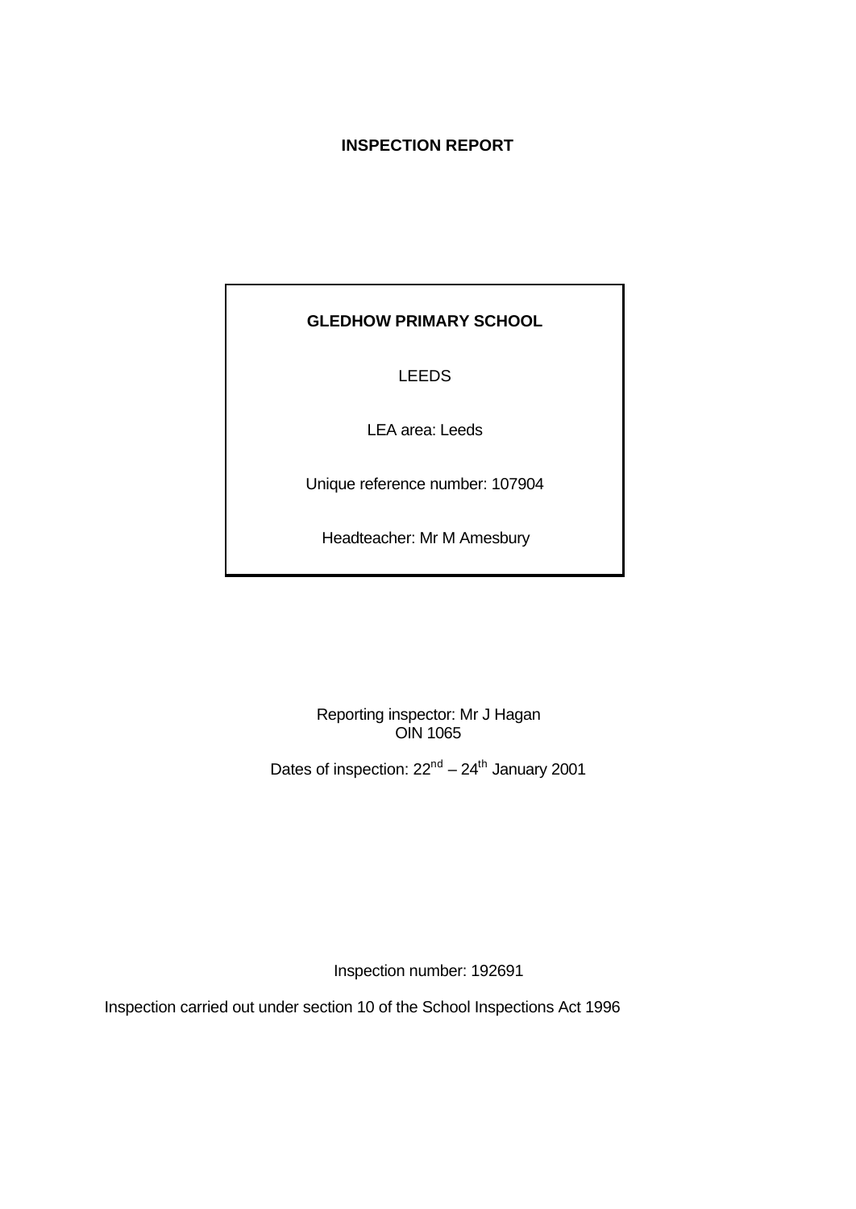# INSPECTION REPORT

**GLEDHOW PRIMARY SCHOOL**

LEEDS

LEA area: Leeds

Unique reference number: 107904

Headteacher: Mr M Amesbury

Reporting inspector: Mr J Hagan
OIN 1065

Dates of inspection: 22nd – 24th January 2001

Inspection number: 192691

Inspection carried out under section 10 of the School Inspections Act 1996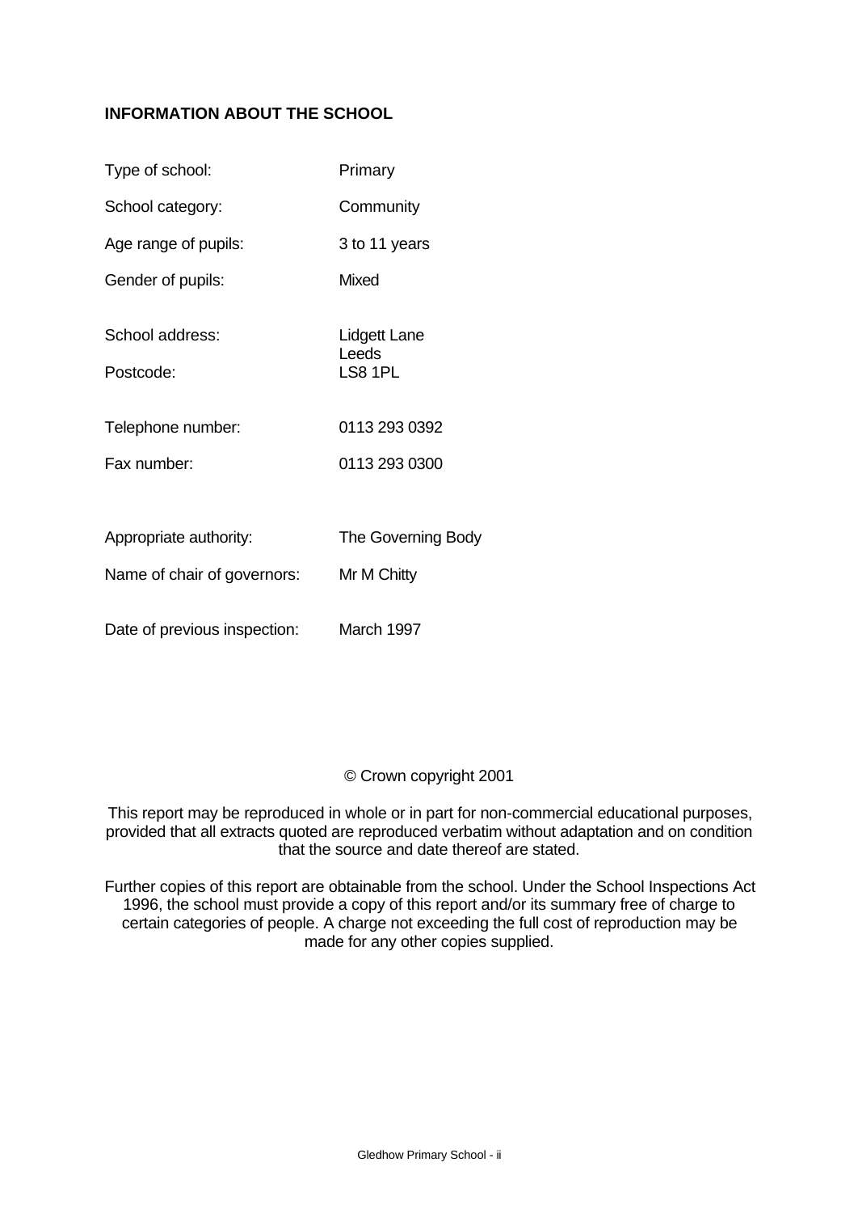## INFORMATION ABOUT THE SCHOOL

| | |
|---|---|
| Type of school: | Primary |
| School category: | Community |
| Age range of pupils: | 3 to 11 years |
| Gender of pupils: | Mixed |
| School address: | Lidgett Lane<br>Leeds |
| Postcode: | LS8 1PL |
| Telephone number: | 0113 293 0392 |
| Fax number: | 0113 293 0300 |
| Appropriate authority: | The Governing Body |
| Name of chair of governors: | Mr M Chitty |
| Date of previous inspection: | March 1997 |

© Crown copyright 2001

This report may be reproduced in whole or in part for non-commercial educational purposes, provided that all extracts quoted are reproduced verbatim without adaptation and on condition that the source and date thereof are stated.

Further copies of this report are obtainable from the school. Under the School Inspections Act 1996, the school must provide a copy of this report and/or its summary free of charge to certain categories of people. A charge not exceeding the full cost of reproduction may be made for any other copies supplied.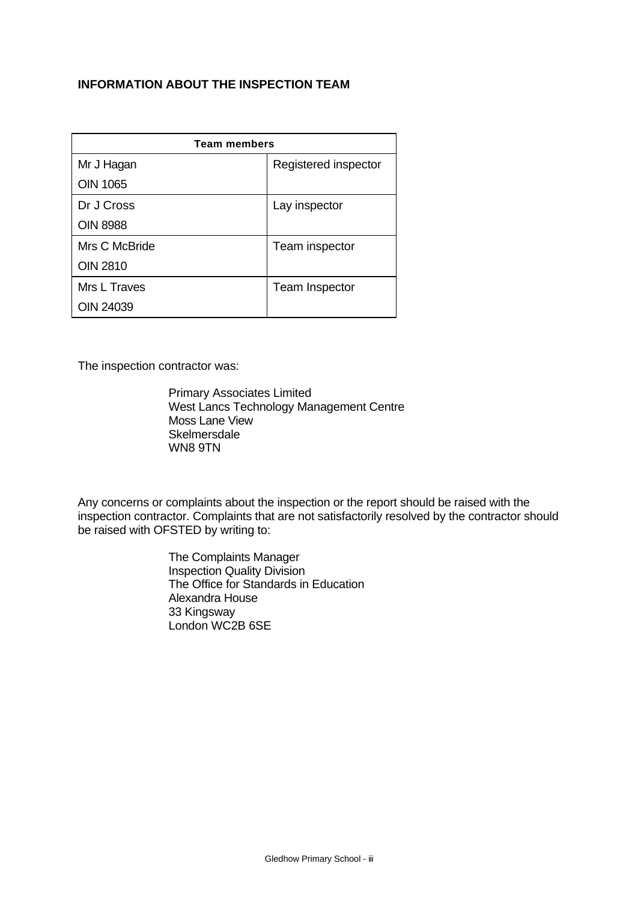## INFORMATION ABOUT THE INSPECTION TEAM

| Team members | |
|---|---|
| Mr J Hagan<br>OIN 1065 | Registered inspector |
| Dr J Cross<br>OIN 8988 | Lay inspector |
| Mrs C McBride<br>OIN 2810 | Team inspector |
| Mrs L Traves<br>OIN 24039 | Team Inspector |

The inspection contractor was:

Primary Associates Limited
West Lancs Technology Management Centre
Moss Lane View
Skelmersdale
WN8 9TN

Any concerns or complaints about the inspection or the report should be raised with the inspection contractor. Complaints that are not satisfactorily resolved by the contractor should be raised with OFSTED by writing to:

The Complaints Manager
Inspection Quality Division
The Office for Standards in Education
Alexandra House
33 Kingsway
London WC2B 6SE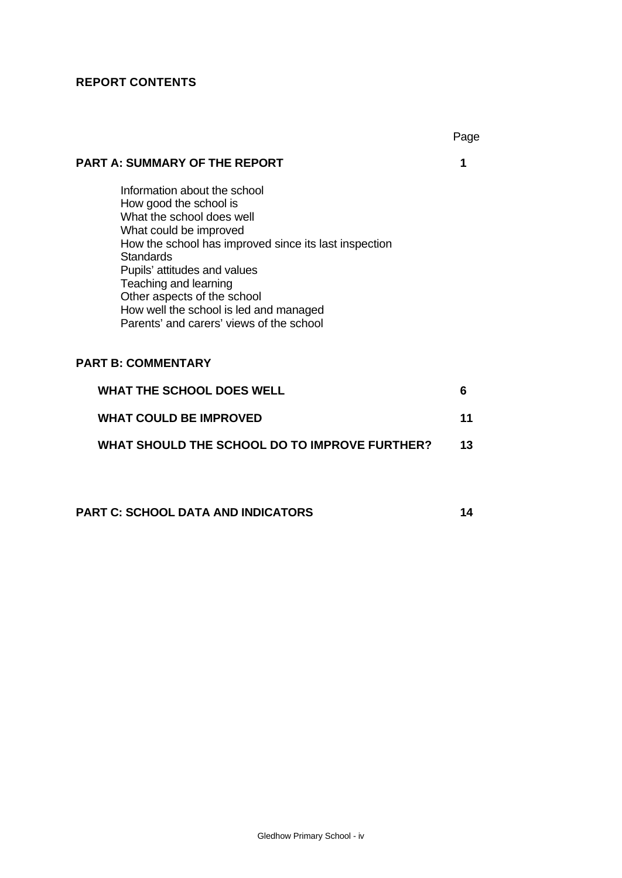**REPORT CONTENTS**

| | Page |
|---|---|
| **PART A: SUMMARY OF THE REPORT** | **1** |
| Information about the school<br>How good the school is<br>What the school does well<br>What could be improved<br>How the school has improved since its last inspection<br>Standards<br>Pupils' attitudes and values<br>Teaching and learning<br>Other aspects of the school<br>How well the school is led and managed<br>Parents' and carers' views of the school | |
| **PART B: COMMENTARY** | |
| **WHAT THE SCHOOL DOES WELL** | **6** |
| **WHAT COULD BE IMPROVED** | **11** |
| **WHAT SHOULD THE SCHOOL DO TO IMPROVE FURTHER?** | **13** |
| **PART C: SCHOOL DATA AND INDICATORS** | **14** |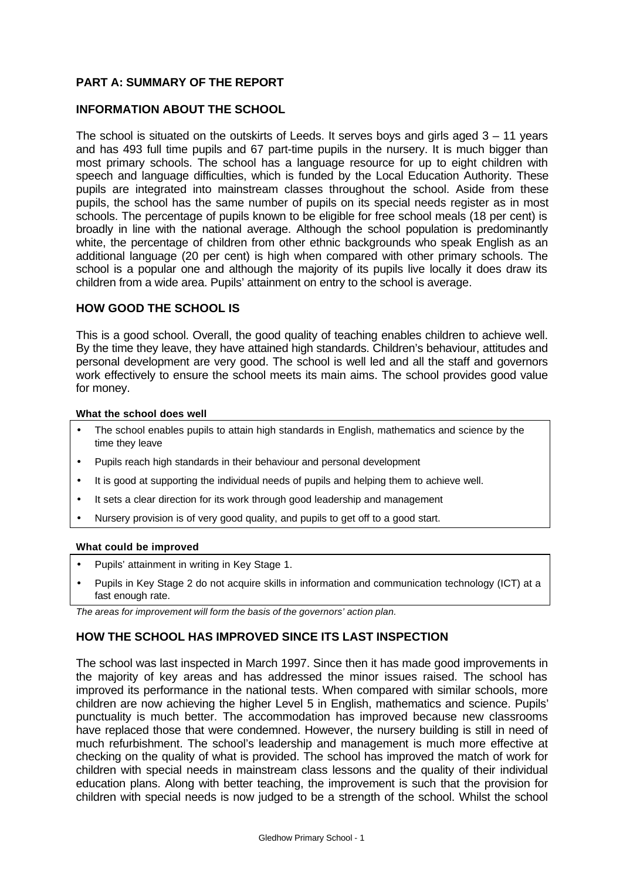## PART A: SUMMARY OF THE REPORT

## INFORMATION ABOUT THE SCHOOL

The school is situated on the outskirts of Leeds. It serves boys and girls aged 3 – 11 years and has 493 full time pupils and 67 part-time pupils in the nursery. It is much bigger than most primary schools. The school has a language resource for up to eight children with speech and language difficulties, which is funded by the Local Education Authority. These pupils are integrated into mainstream classes throughout the school. Aside from these pupils, the school has the same number of pupils on its special needs register as in most schools. The percentage of pupils known to be eligible for free school meals (18 per cent) is broadly in line with the national average. Although the school population is predominantly white, the percentage of children from other ethnic backgrounds who speak English as an additional language (20 per cent) is high when compared with other primary schools. The school is a popular one and although the majority of its pupils live locally it does draw its children from a wide area. Pupils' attainment on entry to the school is average.

## HOW GOOD THE SCHOOL IS

This is a good school. Overall, the good quality of teaching enables children to achieve well. By the time they leave, they have attained high standards. Children's behaviour, attitudes and personal development are very good. The school is well led and all the staff and governors work effectively to ensure the school meets its main aims. The school provides good value for money.

**What the school does well**

- The school enables pupils to attain high standards in English, mathematics and science by the time they leave
- Pupils reach high standards in their behaviour and personal development
- It is good at supporting the individual needs of pupils and helping them to achieve well.
- It sets a clear direction for its work through good leadership and management
- Nursery provision is of very good quality, and pupils to get off to a good start.

**What could be improved**

- Pupils' attainment in writing in Key Stage 1.
- Pupils in Key Stage 2 do not acquire skills in information and communication technology (ICT) at a fast enough rate.

*The areas for improvement will form the basis of the governors' action plan.*

## HOW THE SCHOOL HAS IMPROVED SINCE ITS LAST INSPECTION

The school was last inspected in March 1997. Since then it has made good improvements in the majority of key areas and has addressed the minor issues raised. The school has improved its performance in the national tests. When compared with similar schools, more children are now achieving the higher Level 5 in English, mathematics and science. Pupils' punctuality is much better. The accommodation has improved because new classrooms have replaced those that were condemned. However, the nursery building is still in need of much refurbishment. The school's leadership and management is much more effective at checking on the quality of what is provided. The school has improved the match of work for children with special needs in mainstream class lessons and the quality of their individual education plans. Along with better teaching, the improvement is such that the provision for children with special needs is now judged to be a strength of the school. Whilst the school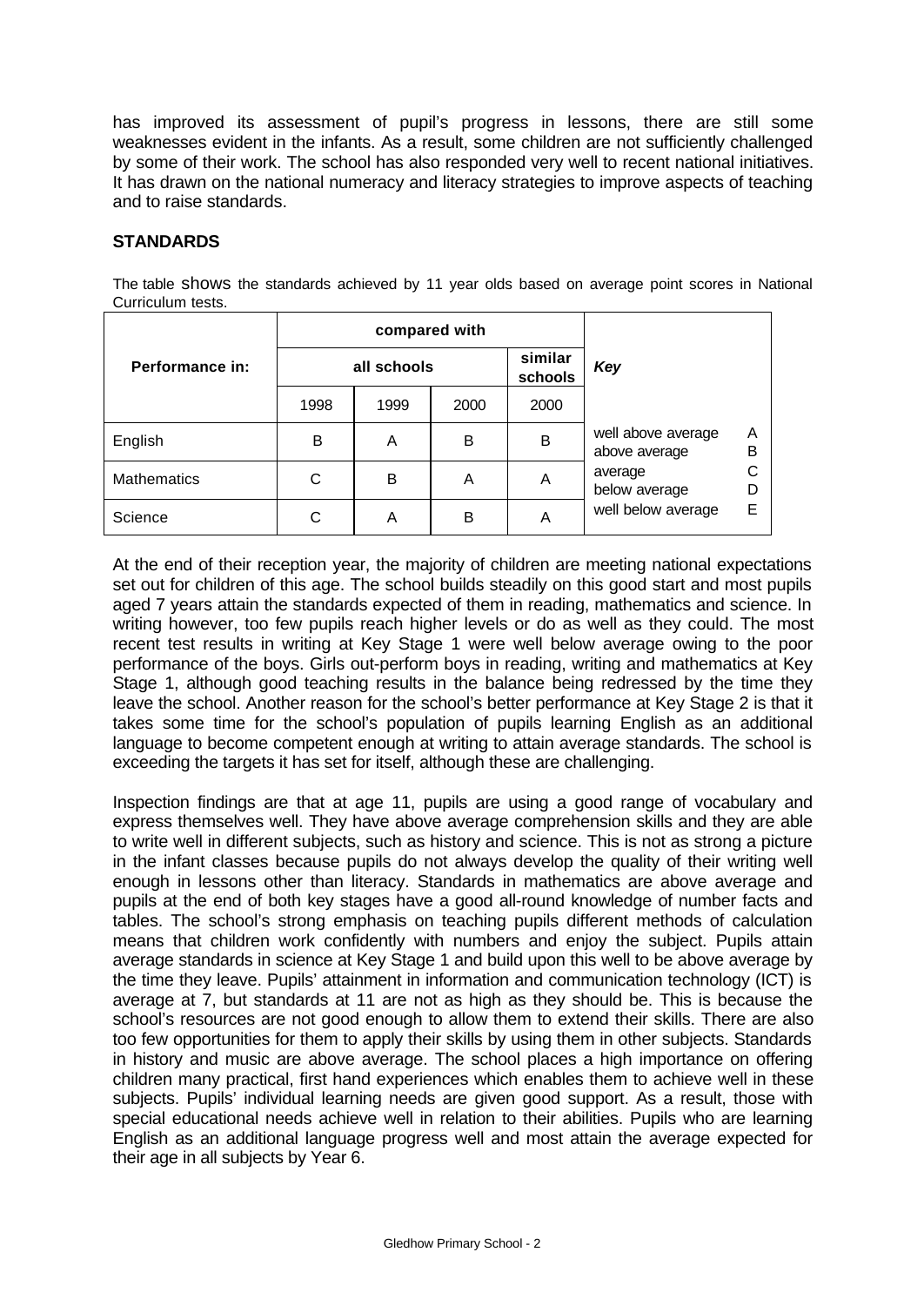has improved its assessment of pupil's progress in lessons, there are still some weaknesses evident in the infants. As a result, some children are not sufficiently challenged by some of their work. The school has also responded very well to recent national initiatives. It has drawn on the national numeracy and literacy strategies to improve aspects of teaching and to raise standards.

## STANDARDS

The table shows the standards achieved by 11 year olds based on average point scores in National Curriculum tests.

| Performance in: | compared with | | | | Key | |
|---|---|---|---|---|---|---|
| | all schools | | | similar schools | | |
| | 1998 | 1999 | 2000 | 2000 | | |
| English | B | A | B | B | well above average<br>above average | A<br>B |
| Mathematics | C | B | A | A | average<br>below average | C<br>D |
| Science | C | A | B | A | well below average | E |

At the end of their reception year, the majority of children are meeting national expectations set out for children of this age. The school builds steadily on this good start and most pupils aged 7 years attain the standards expected of them in reading, mathematics and science. In writing however, too few pupils reach higher levels or do as well as they could. The most recent test results in writing at Key Stage 1 were well below average owing to the poor performance of the boys. Girls out-perform boys in reading, writing and mathematics at Key Stage 1, although good teaching results in the balance being redressed by the time they leave the school. Another reason for the school's better performance at Key Stage 2 is that it takes some time for the school's population of pupils learning English as an additional language to become competent enough at writing to attain average standards. The school is exceeding the targets it has set for itself, although these are challenging.

Inspection findings are that at age 11, pupils are using a good range of vocabulary and express themselves well. They have above average comprehension skills and they are able to write well in different subjects, such as history and science. This is not as strong a picture in the infant classes because pupils do not always develop the quality of their writing well enough in lessons other than literacy. Standards in mathematics are above average and pupils at the end of both key stages have a good all-round knowledge of number facts and tables. The school's strong emphasis on teaching pupils different methods of calculation means that children work confidently with numbers and enjoy the subject. Pupils attain average standards in science at Key Stage 1 and build upon this well to be above average by the time they leave. Pupils' attainment in information and communication technology (ICT) is average at 7, but standards at 11 are not as high as they should be. This is because the school's resources are not good enough to allow them to extend their skills. There are also too few opportunities for them to apply their skills by using them in other subjects. Standards in history and music are above average. The school places a high importance on offering children many practical, first hand experiences which enables them to achieve well in these subjects. Pupils' individual learning needs are given good support. As a result, those with special educational needs achieve well in relation to their abilities. Pupils who are learning English as an additional language progress well and most attain the average expected for their age in all subjects by Year 6.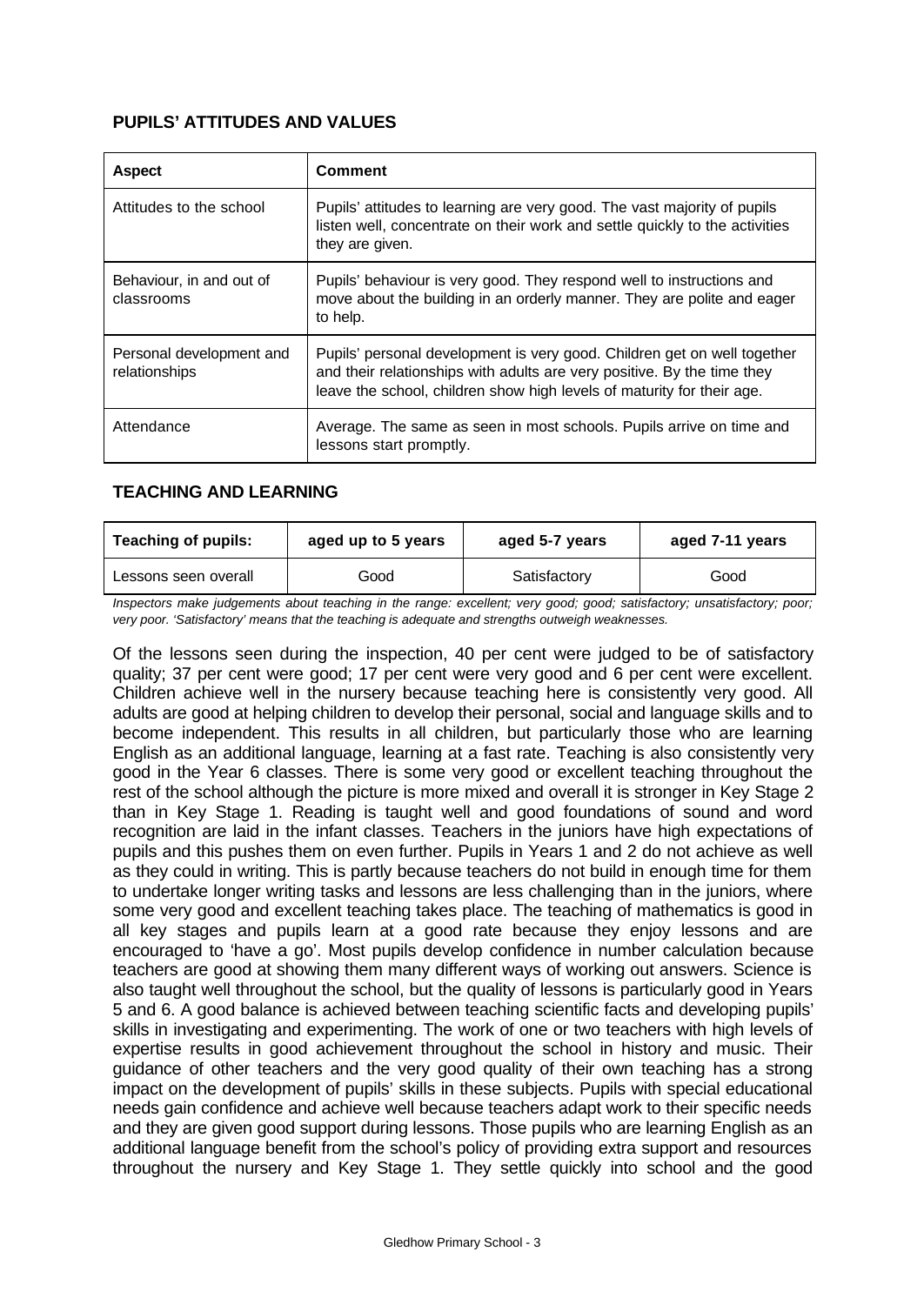## PUPILS' ATTITUDES AND VALUES

| Aspect | Comment |
|---|---|
| Attitudes to the school | Pupils' attitudes to learning are very good. The vast majority of pupils listen well, concentrate on their work and settle quickly to the activities they are given. |
| Behaviour, in and out of classrooms | Pupils' behaviour is very good. They respond well to instructions and move about the building in an orderly manner. They are polite and eager to help. |
| Personal development and relationships | Pupils' personal development is very good. Children get on well together and their relationships with adults are very positive. By the time they leave the school, children show high levels of maturity for their age. |
| Attendance | Average. The same as seen in most schools. Pupils arrive on time and lessons start promptly. |

## TEACHING AND LEARNING

| Teaching of pupils: | aged up to 5 years | aged 5-7 years | aged 7-11 years |
|---|---|---|---|
| Lessons seen overall | Good | Satisfactory | Good |

*Inspectors make judgements about teaching in the range: excellent; very good; good; satisfactory; unsatisfactory; poor; very poor. 'Satisfactory' means that the teaching is adequate and strengths outweigh weaknesses.*

Of the lessons seen during the inspection, 40 per cent were judged to be of satisfactory quality; 37 per cent were good; 17 per cent were very good and 6 per cent were excellent. Children achieve well in the nursery because teaching here is consistently very good. All adults are good at helping children to develop their personal, social and language skills and to become independent. This results in all children, but particularly those who are learning English as an additional language, learning at a fast rate. Teaching is also consistently very good in the Year 6 classes. There is some very good or excellent teaching throughout the rest of the school although the picture is more mixed and overall it is stronger in Key Stage 2 than in Key Stage 1. Reading is taught well and good foundations of sound and word recognition are laid in the infant classes. Teachers in the juniors have high expectations of pupils and this pushes them on even further. Pupils in Years 1 and 2 do not achieve as well as they could in writing. This is partly because teachers do not build in enough time for them to undertake longer writing tasks and lessons are less challenging than in the juniors, where some very good and excellent teaching takes place. The teaching of mathematics is good in all key stages and pupils learn at a good rate because they enjoy lessons and are encouraged to 'have a go'. Most pupils develop confidence in number calculation because teachers are good at showing them many different ways of working out answers. Science is also taught well throughout the school, but the quality of lessons is particularly good in Years 5 and 6. A good balance is achieved between teaching scientific facts and developing pupils' skills in investigating and experimenting. The work of one or two teachers with high levels of expertise results in good achievement throughout the school in history and music. Their guidance of other teachers and the very good quality of their own teaching has a strong impact on the development of pupils' skills in these subjects. Pupils with special educational needs gain confidence and achieve well because teachers adapt work to their specific needs and they are given good support during lessons. Those pupils who are learning English as an additional language benefit from the school's policy of providing extra support and resources throughout the nursery and Key Stage 1. They settle quickly into school and the good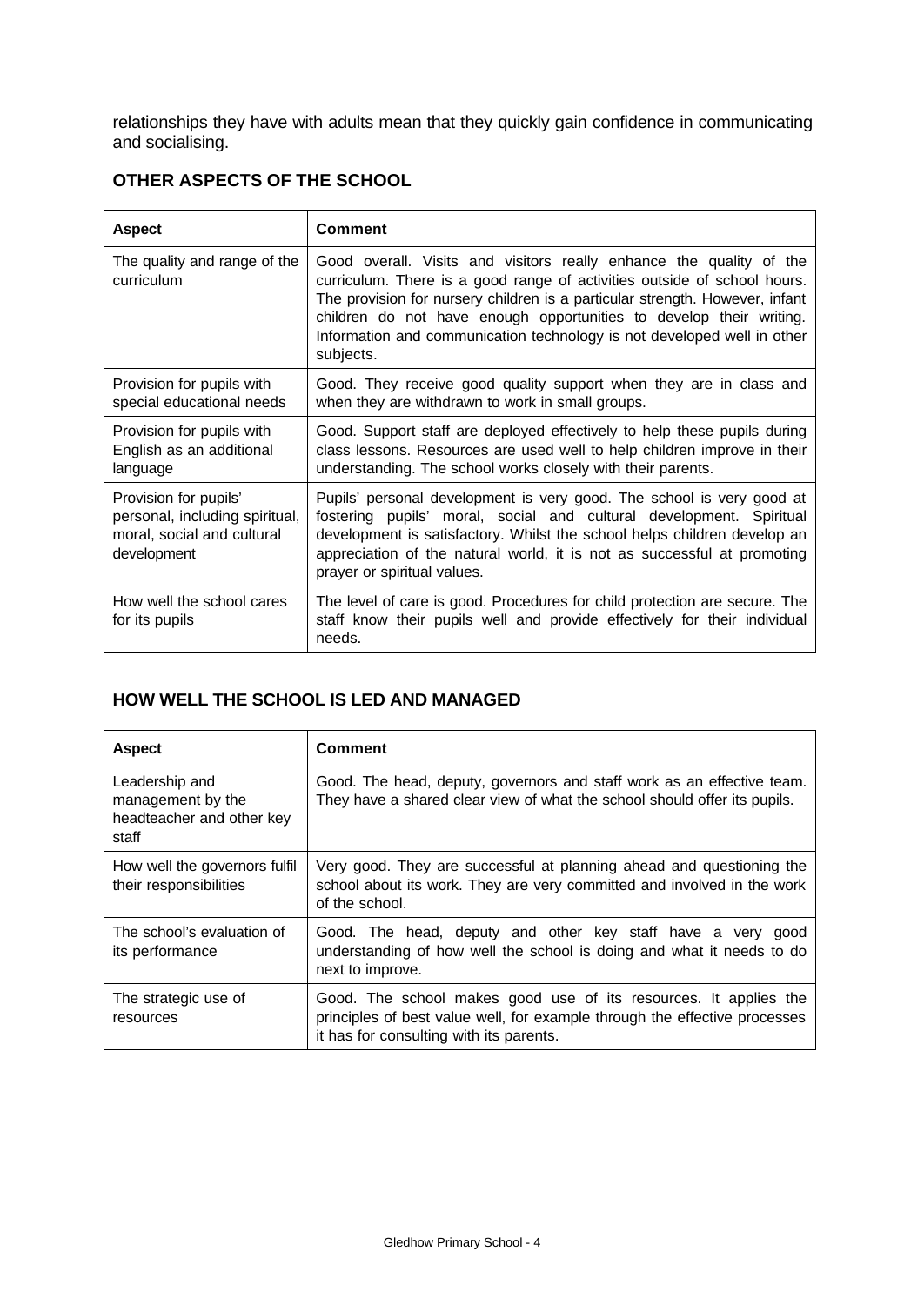relationships they have with adults mean that they quickly gain confidence in communicating and socialising.

## OTHER ASPECTS OF THE SCHOOL

| Aspect | Comment |
|---|---|
| The quality and range of the curriculum | Good overall. Visits and visitors really enhance the quality of the curriculum. There is a good range of activities outside of school hours. The provision for nursery children is a particular strength. However, infant children do not have enough opportunities to develop their writing. Information and communication technology is not developed well in other subjects. |
| Provision for pupils with special educational needs | Good. They receive good quality support when they are in class and when they are withdrawn to work in small groups. |
| Provision for pupils with English as an additional language | Good. Support staff are deployed effectively to help these pupils during class lessons. Resources are used well to help children improve in their understanding. The school works closely with their parents. |
| Provision for pupils' personal, including spiritual, moral, social and cultural development | Pupils' personal development is very good. The school is very good at fostering pupils' moral, social and cultural development. Spiritual development is satisfactory. Whilst the school helps children develop an appreciation of the natural world, it is not as successful at promoting prayer or spiritual values. |
| How well the school cares for its pupils | The level of care is good. Procedures for child protection are secure. The staff know their pupils well and provide effectively for their individual needs. |

## HOW WELL THE SCHOOL IS LED AND MANAGED

| Aspect | Comment |
|---|---|
| Leadership and management by the headteacher and other key staff | Good. The head, deputy, governors and staff work as an effective team. They have a shared clear view of what the school should offer its pupils. |
| How well the governors fulfil their responsibilities | Very good. They are successful at planning ahead and questioning the school about its work. They are very committed and involved in the work of the school. |
| The school's evaluation of its performance | Good. The head, deputy and other key staff have a very good understanding of how well the school is doing and what it needs to do next to improve. |
| The strategic use of resources | Good. The school makes good use of its resources. It applies the principles of best value well, for example through the effective processes it has for consulting with its parents. |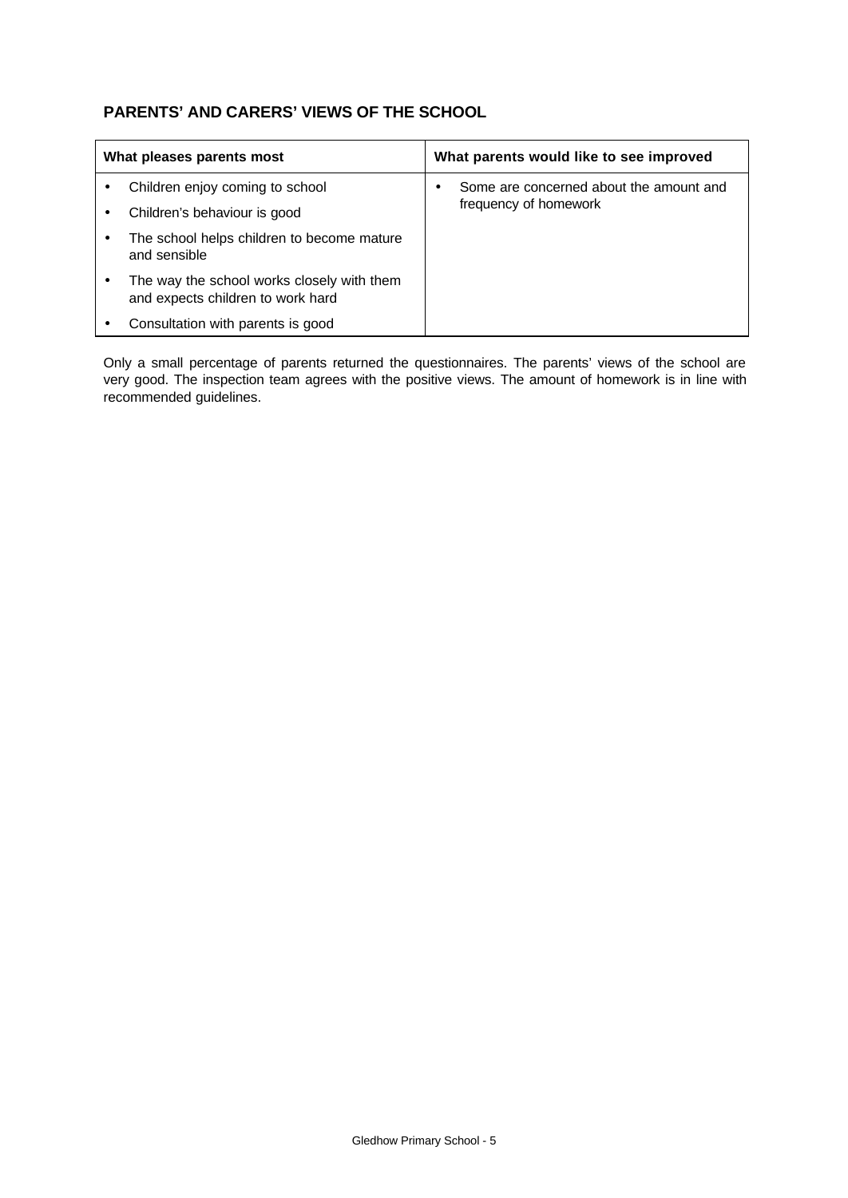## PARENTS' AND CARERS' VIEWS OF THE SCHOOL

| What pleases parents most | What parents would like to see improved |
| --- | --- |
| • Children enjoy coming to school<br>• Children's behaviour is good<br>• The school helps children to become mature and sensible<br>• The way the school works closely with them and expects children to work hard<br>• Consultation with parents is good | • Some are concerned about the amount and frequency of homework |

Only a small percentage of parents returned the questionnaires. The parents' views of the school are very good. The inspection team agrees with the positive views. The amount of homework is in line with recommended guidelines.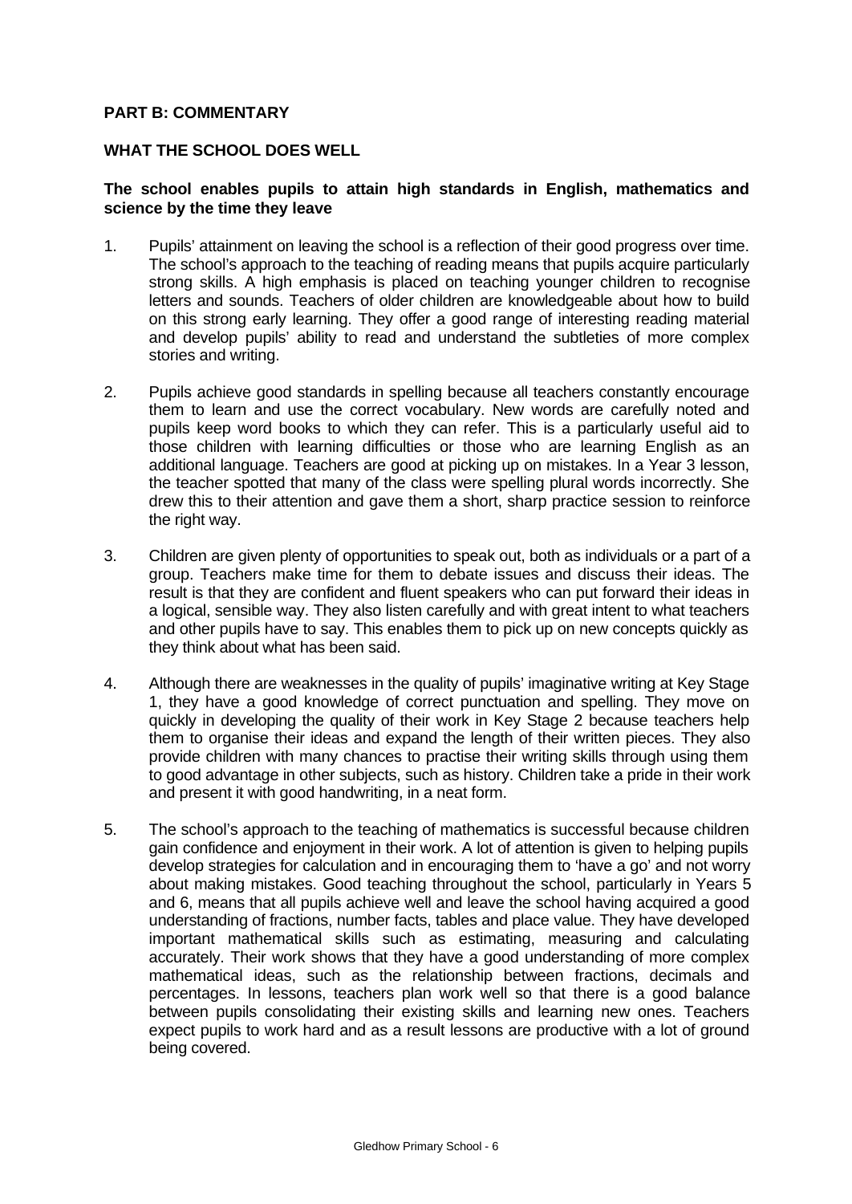## PART B: COMMENTARY

### WHAT THE SCHOOL DOES WELL

**The school enables pupils to attain high standards in English, mathematics and science by the time they leave**

1. Pupils' attainment on leaving the school is a reflection of their good progress over time. The school's approach to the teaching of reading means that pupils acquire particularly strong skills. A high emphasis is placed on teaching younger children to recognise letters and sounds. Teachers of older children are knowledgeable about how to build on this strong early learning. They offer a good range of interesting reading material and develop pupils' ability to read and understand the subtleties of more complex stories and writing.

2. Pupils achieve good standards in spelling because all teachers constantly encourage them to learn and use the correct vocabulary. New words are carefully noted and pupils keep word books to which they can refer. This is a particularly useful aid to those children with learning difficulties or those who are learning English as an additional language. Teachers are good at picking up on mistakes. In a Year 3 lesson, the teacher spotted that many of the class were spelling plural words incorrectly. She drew this to their attention and gave them a short, sharp practice session to reinforce the right way.

3. Children are given plenty of opportunities to speak out, both as individuals or a part of a group. Teachers make time for them to debate issues and discuss their ideas. The result is that they are confident and fluent speakers who can put forward their ideas in a logical, sensible way. They also listen carefully and with great intent to what teachers and other pupils have to say. This enables them to pick up on new concepts quickly as they think about what has been said.

4. Although there are weaknesses in the quality of pupils' imaginative writing at Key Stage 1, they have a good knowledge of correct punctuation and spelling. They move on quickly in developing the quality of their work in Key Stage 2 because teachers help them to organise their ideas and expand the length of their written pieces. They also provide children with many chances to practise their writing skills through using them to good advantage in other subjects, such as history. Children take a pride in their work and present it with good handwriting, in a neat form.

5. The school's approach to the teaching of mathematics is successful because children gain confidence and enjoyment in their work. A lot of attention is given to helping pupils develop strategies for calculation and in encouraging them to 'have a go' and not worry about making mistakes. Good teaching throughout the school, particularly in Years 5 and 6, means that all pupils achieve well and leave the school having acquired a good understanding of fractions, number facts, tables and place value. They have developed important mathematical skills such as estimating, measuring and calculating accurately. Their work shows that they have a good understanding of more complex mathematical ideas, such as the relationship between fractions, decimals and percentages. In lessons, teachers plan work well so that there is a good balance between pupils consolidating their existing skills and learning new ones. Teachers expect pupils to work hard and as a result lessons are productive with a lot of ground being covered.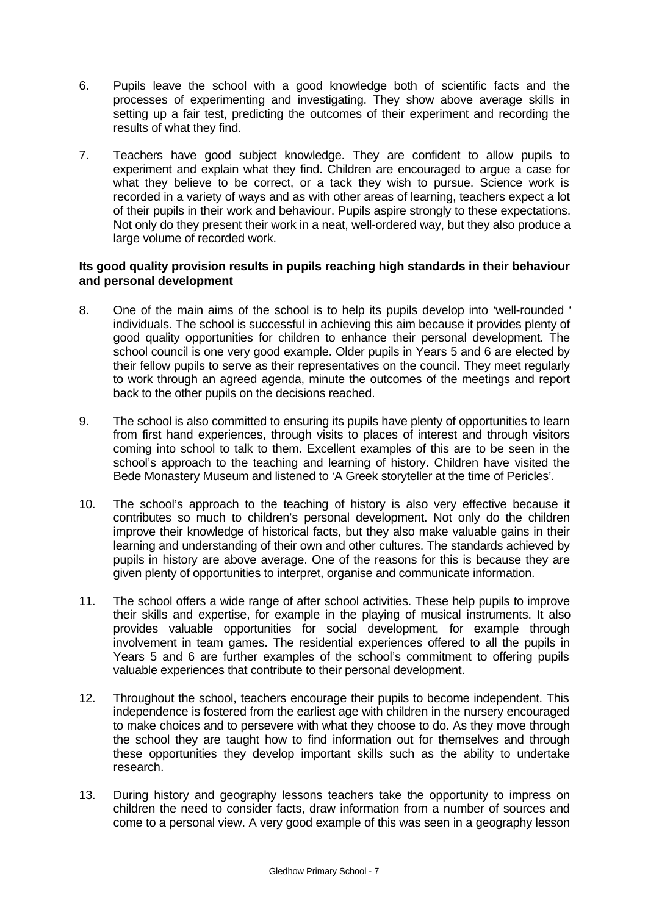6. Pupils leave the school with a good knowledge both of scientific facts and the processes of experimenting and investigating. They show above average skills in setting up a fair test, predicting the outcomes of their experiment and recording the results of what they find.

7. Teachers have good subject knowledge. They are confident to allow pupils to experiment and explain what they find. Children are encouraged to argue a case for what they believe to be correct, or a tack they wish to pursue. Science work is recorded in a variety of ways and as with other areas of learning, teachers expect a lot of their pupils in their work and behaviour. Pupils aspire strongly to these expectations. Not only do they present their work in a neat, well-ordered way, but they also produce a large volume of recorded work.

**Its good quality provision results in pupils reaching high standards in their behaviour and personal development**

8. One of the main aims of the school is to help its pupils develop into 'well-rounded ' individuals. The school is successful in achieving this aim because it provides plenty of good quality opportunities for children to enhance their personal development. The school council is one very good example. Older pupils in Years 5 and 6 are elected by their fellow pupils to serve as their representatives on the council. They meet regularly to work through an agreed agenda, minute the outcomes of the meetings and report back to the other pupils on the decisions reached.

9. The school is also committed to ensuring its pupils have plenty of opportunities to learn from first hand experiences, through visits to places of interest and through visitors coming into school to talk to them. Excellent examples of this are to be seen in the school's approach to the teaching and learning of history. Children have visited the Bede Monastery Museum and listened to 'A Greek storyteller at the time of Pericles'.

10. The school's approach to the teaching of history is also very effective because it contributes so much to children's personal development. Not only do the children improve their knowledge of historical facts, but they also make valuable gains in their learning and understanding of their own and other cultures. The standards achieved by pupils in history are above average. One of the reasons for this is because they are given plenty of opportunities to interpret, organise and communicate information.

11. The school offers a wide range of after school activities. These help pupils to improve their skills and expertise, for example in the playing of musical instruments. It also provides valuable opportunities for social development, for example through involvement in team games. The residential experiences offered to all the pupils in Years 5 and 6 are further examples of the school's commitment to offering pupils valuable experiences that contribute to their personal development.

12. Throughout the school, teachers encourage their pupils to become independent. This independence is fostered from the earliest age with children in the nursery encouraged to make choices and to persevere with what they choose to do. As they move through the school they are taught how to find information out for themselves and through these opportunities they develop important skills such as the ability to undertake research.

13. During history and geography lessons teachers take the opportunity to impress on children the need to consider facts, draw information from a number of sources and come to a personal view. A very good example of this was seen in a geography lesson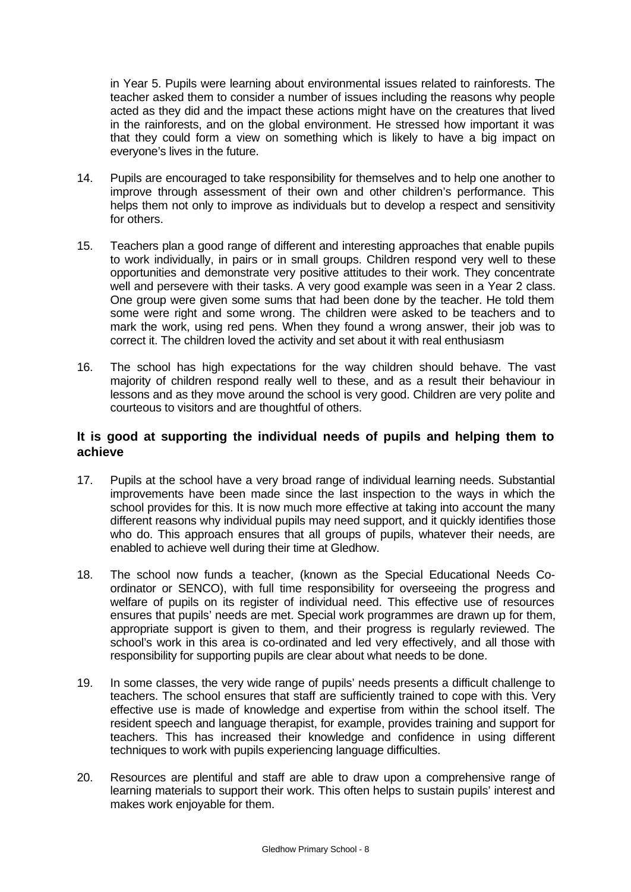in Year 5. Pupils were learning about environmental issues related to rainforests. The teacher asked them to consider a number of issues including the reasons why people acted as they did and the impact these actions might have on the creatures that lived in the rainforests, and on the global environment. He stressed how important it was that they could form a view on something which is likely to have a big impact on everyone's lives in the future.

14. Pupils are encouraged to take responsibility for themselves and to help one another to improve through assessment of their own and other children's performance. This helps them not only to improve as individuals but to develop a respect and sensitivity for others.

15. Teachers plan a good range of different and interesting approaches that enable pupils to work individually, in pairs or in small groups. Children respond very well to these opportunities and demonstrate very positive attitudes to their work. They concentrate well and persevere with their tasks. A very good example was seen in a Year 2 class. One group were given some sums that had been done by the teacher. He told them some were right and some wrong. The children were asked to be teachers and to mark the work, using red pens. When they found a wrong answer, their job was to correct it. The children loved the activity and set about it with real enthusiasm

16. The school has high expectations for the way children should behave. The vast majority of children respond really well to these, and as a result their behaviour in lessons and as they move around the school is very good. Children are very polite and courteous to visitors and are thoughtful of others.

### It is good at supporting the individual needs of pupils and helping them to achieve

17. Pupils at the school have a very broad range of individual learning needs. Substantial improvements have been made since the last inspection to the ways in which the school provides for this. It is now much more effective at taking into account the many different reasons why individual pupils may need support, and it quickly identifies those who do. This approach ensures that all groups of pupils, whatever their needs, are enabled to achieve well during their time at Gledhow.

18. The school now funds a teacher, (known as the Special Educational Needs Co-ordinator or SENCO), with full time responsibility for overseeing the progress and welfare of pupils on its register of individual need. This effective use of resources ensures that pupils' needs are met. Special work programmes are drawn up for them, appropriate support is given to them, and their progress is regularly reviewed. The school's work in this area is co-ordinated and led very effectively, and all those with responsibility for supporting pupils are clear about what needs to be done.

19. In some classes, the very wide range of pupils' needs presents a difficult challenge to teachers. The school ensures that staff are sufficiently trained to cope with this. Very effective use is made of knowledge and expertise from within the school itself. The resident speech and language therapist, for example, provides training and support for teachers. This has increased their knowledge and confidence in using different techniques to work with pupils experiencing language difficulties.

20. Resources are plentiful and staff are able to draw upon a comprehensive range of learning materials to support their work. This often helps to sustain pupils' interest and makes work enjoyable for them.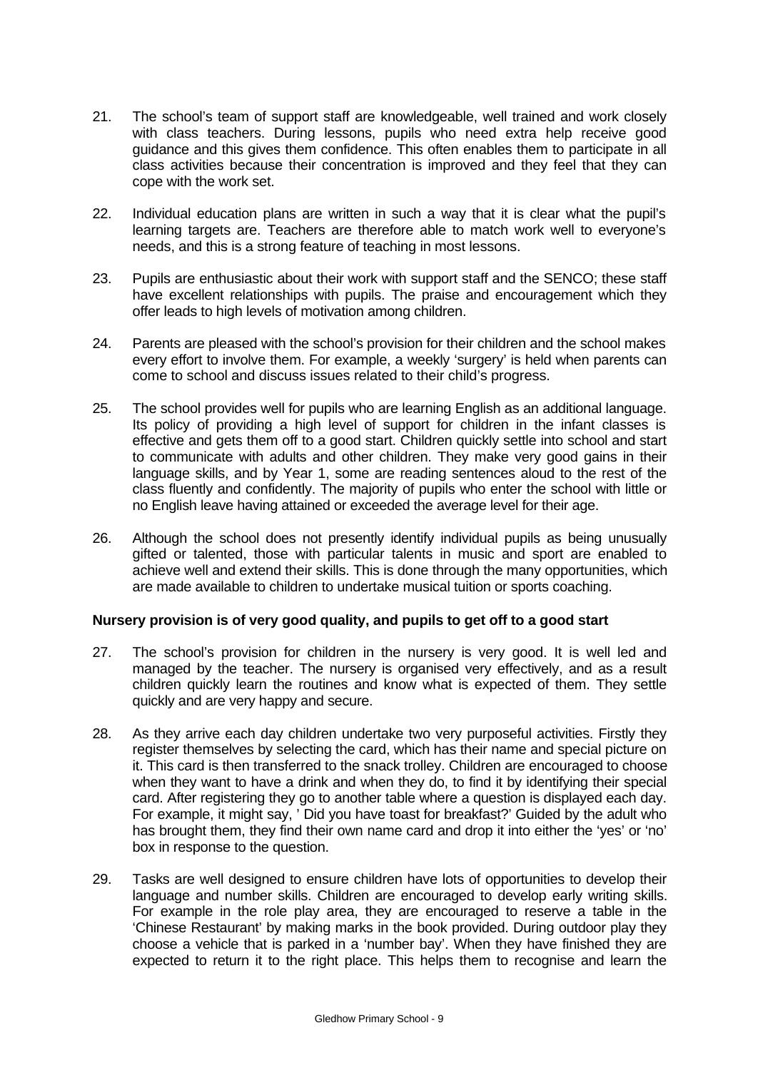21. The school's team of support staff are knowledgeable, well trained and work closely with class teachers. During lessons, pupils who need extra help receive good guidance and this gives them confidence. This often enables them to participate in all class activities because their concentration is improved and they feel that they can cope with the work set.

22. Individual education plans are written in such a way that it is clear what the pupil's learning targets are. Teachers are therefore able to match work well to everyone's needs, and this is a strong feature of teaching in most lessons.

23. Pupils are enthusiastic about their work with support staff and the SENCO; these staff have excellent relationships with pupils. The praise and encouragement which they offer leads to high levels of motivation among children.

24. Parents are pleased with the school's provision for their children and the school makes every effort to involve them. For example, a weekly 'surgery' is held when parents can come to school and discuss issues related to their child's progress.

25. The school provides well for pupils who are learning English as an additional language. Its policy of providing a high level of support for children in the infant classes is effective and gets them off to a good start. Children quickly settle into school and start to communicate with adults and other children. They make very good gains in their language skills, and by Year 1, some are reading sentences aloud to the rest of the class fluently and confidently. The majority of pupils who enter the school with little or no English leave having attained or exceeded the average level for their age.

26. Although the school does not presently identify individual pupils as being unusually gifted or talented, those with particular talents in music and sport are enabled to achieve well and extend their skills. This is done through the many opportunities, which are made available to children to undertake musical tuition or sports coaching.

**Nursery provision is of very good quality, and pupils to get off to a good start**

27. The school's provision for children in the nursery is very good. It is well led and managed by the teacher. The nursery is organised very effectively, and as a result children quickly learn the routines and know what is expected of them. They settle quickly and are very happy and secure.

28. As they arrive each day children undertake two very purposeful activities. Firstly they register themselves by selecting the card, which has their name and special picture on it. This card is then transferred to the snack trolley. Children are encouraged to choose when they want to have a drink and when they do, to find it by identifying their special card. After registering they go to another table where a question is displayed each day. For example, it might say, ' Did you have toast for breakfast?' Guided by the adult who has brought them, they find their own name card and drop it into either the 'yes' or 'no' box in response to the question.

29. Tasks are well designed to ensure children have lots of opportunities to develop their language and number skills. Children are encouraged to develop early writing skills. For example in the role play area, they are encouraged to reserve a table in the 'Chinese Restaurant' by making marks in the book provided. During outdoor play they choose a vehicle that is parked in a 'number bay'. When they have finished they are expected to return it to the right place. This helps them to recognise and learn the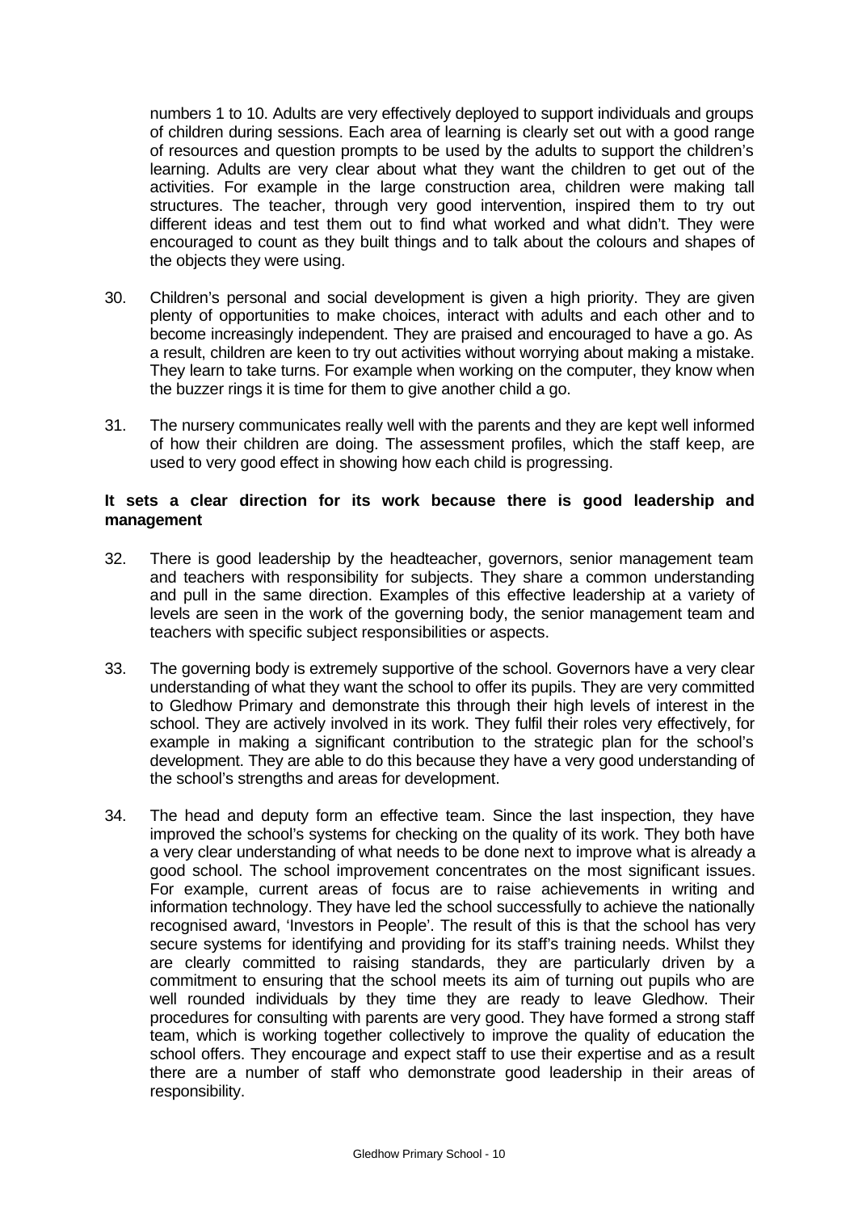numbers 1 to 10. Adults are very effectively deployed to support individuals and groups of children during sessions. Each area of learning is clearly set out with a good range of resources and question prompts to be used by the adults to support the children's learning. Adults are very clear about what they want the children to get out of the activities. For example in the large construction area, children were making tall structures. The teacher, through very good intervention, inspired them to try out different ideas and test them out to find what worked and what didn't. They were encouraged to count as they built things and to talk about the colours and shapes of the objects they were using.

30. Children's personal and social development is given a high priority. They are given plenty of opportunities to make choices, interact with adults and each other and to become increasingly independent. They are praised and encouraged to have a go. As a result, children are keen to try out activities without worrying about making a mistake. They learn to take turns. For example when working on the computer, they know when the buzzer rings it is time for them to give another child a go.

31. The nursery communicates really well with the parents and they are kept well informed of how their children are doing. The assessment profiles, which the staff keep, are used to very good effect in showing how each child is progressing.

**It sets a clear direction for its work because there is good leadership and management**

32. There is good leadership by the headteacher, governors, senior management team and teachers with responsibility for subjects. They share a common understanding and pull in the same direction. Examples of this effective leadership at a variety of levels are seen in the work of the governing body, the senior management team and teachers with specific subject responsibilities or aspects.

33. The governing body is extremely supportive of the school. Governors have a very clear understanding of what they want the school to offer its pupils. They are very committed to Gledhow Primary and demonstrate this through their high levels of interest in the school. They are actively involved in its work. They fulfil their roles very effectively, for example in making a significant contribution to the strategic plan for the school's development. They are able to do this because they have a very good understanding of the school's strengths and areas for development.

34. The head and deputy form an effective team. Since the last inspection, they have improved the school's systems for checking on the quality of its work. They both have a very clear understanding of what needs to be done next to improve what is already a good school. The school improvement concentrates on the most significant issues. For example, current areas of focus are to raise achievements in writing and information technology. They have led the school successfully to achieve the nationally recognised award, 'Investors in People'. The result of this is that the school has very secure systems for identifying and providing for its staff's training needs. Whilst they are clearly committed to raising standards, they are particularly driven by a commitment to ensuring that the school meets its aim of turning out pupils who are well rounded individuals by they time they are ready to leave Gledhow. Their procedures for consulting with parents are very good. They have formed a strong staff team, which is working together collectively to improve the quality of education the school offers. They encourage and expect staff to use their expertise and as a result there are a number of staff who demonstrate good leadership in their areas of responsibility.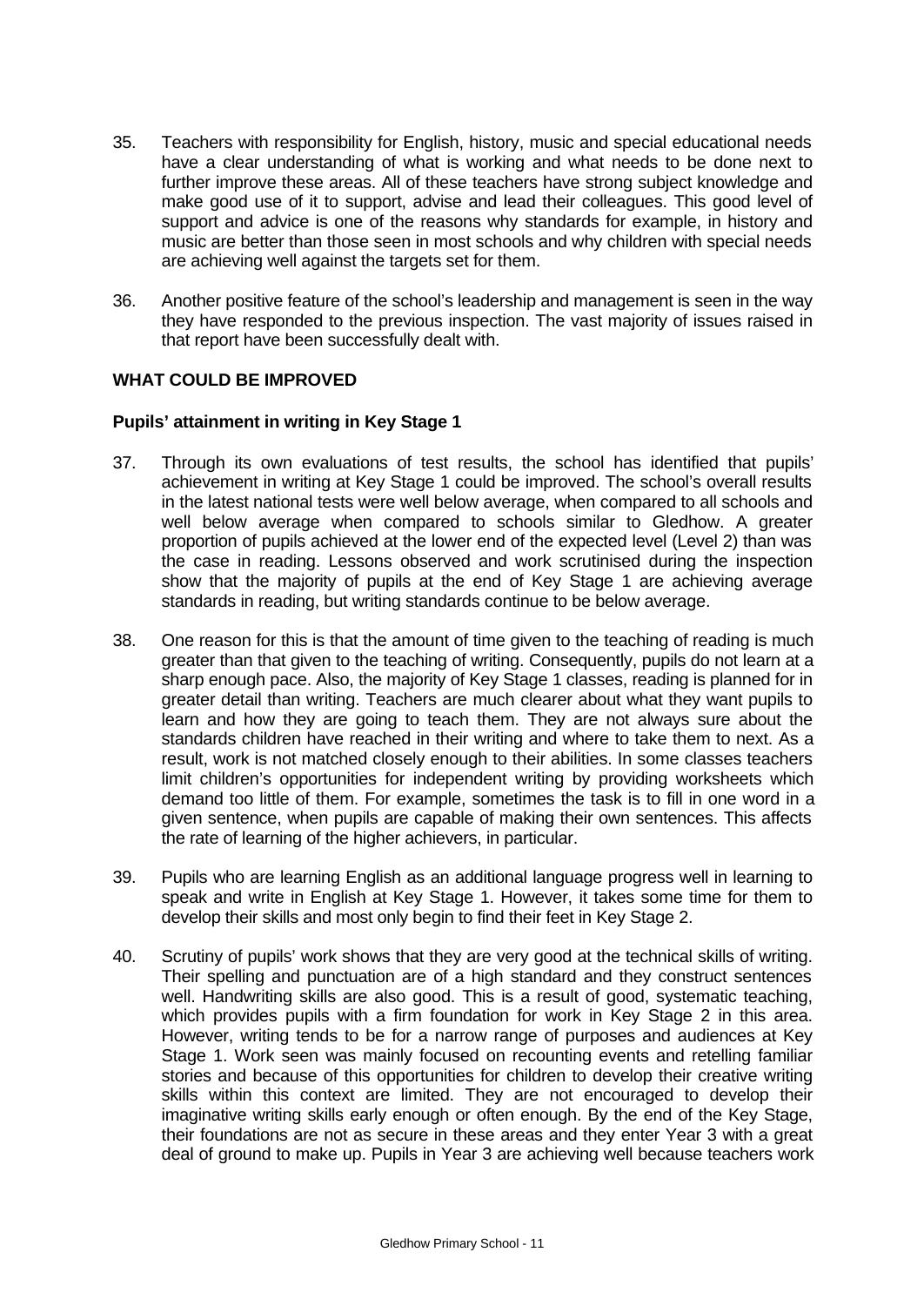35. Teachers with responsibility for English, history, music and special educational needs have a clear understanding of what is working and what needs to be done next to further improve these areas. All of these teachers have strong subject knowledge and make good use of it to support, advise and lead their colleagues. This good level of support and advice is one of the reasons why standards for example, in history and music are better than those seen in most schools and why children with special needs are achieving well against the targets set for them.

36. Another positive feature of the school's leadership and management is seen in the way they have responded to the previous inspection. The vast majority of issues raised in that report have been successfully dealt with.

## WHAT COULD BE IMPROVED

### Pupils' attainment in writing in Key Stage 1

37. Through its own evaluations of test results, the school has identified that pupils' achievement in writing at Key Stage 1 could be improved. The school's overall results in the latest national tests were well below average, when compared to all schools and well below average when compared to schools similar to Gledhow. A greater proportion of pupils achieved at the lower end of the expected level (Level 2) than was the case in reading. Lessons observed and work scrutinised during the inspection show that the majority of pupils at the end of Key Stage 1 are achieving average standards in reading, but writing standards continue to be below average.

38. One reason for this is that the amount of time given to the teaching of reading is much greater than that given to the teaching of writing. Consequently, pupils do not learn at a sharp enough pace. Also, the majority of Key Stage 1 classes, reading is planned for in greater detail than writing. Teachers are much clearer about what they want pupils to learn and how they are going to teach them. They are not always sure about the standards children have reached in their writing and where to take them to next. As a result, work is not matched closely enough to their abilities. In some classes teachers limit children's opportunities for independent writing by providing worksheets which demand too little of them. For example, sometimes the task is to fill in one word in a given sentence, when pupils are capable of making their own sentences. This affects the rate of learning of the higher achievers, in particular.

39. Pupils who are learning English as an additional language progress well in learning to speak and write in English at Key Stage 1. However, it takes some time for them to develop their skills and most only begin to find their feet in Key Stage 2.

40. Scrutiny of pupils' work shows that they are very good at the technical skills of writing. Their spelling and punctuation are of a high standard and they construct sentences well. Handwriting skills are also good. This is a result of good, systematic teaching, which provides pupils with a firm foundation for work in Key Stage 2 in this area. However, writing tends to be for a narrow range of purposes and audiences at Key Stage 1. Work seen was mainly focused on recounting events and retelling familiar stories and because of this opportunities for children to develop their creative writing skills within this context are limited. They are not encouraged to develop their imaginative writing skills early enough or often enough. By the end of the Key Stage, their foundations are not as secure in these areas and they enter Year 3 with a great deal of ground to make up. Pupils in Year 3 are achieving well because teachers work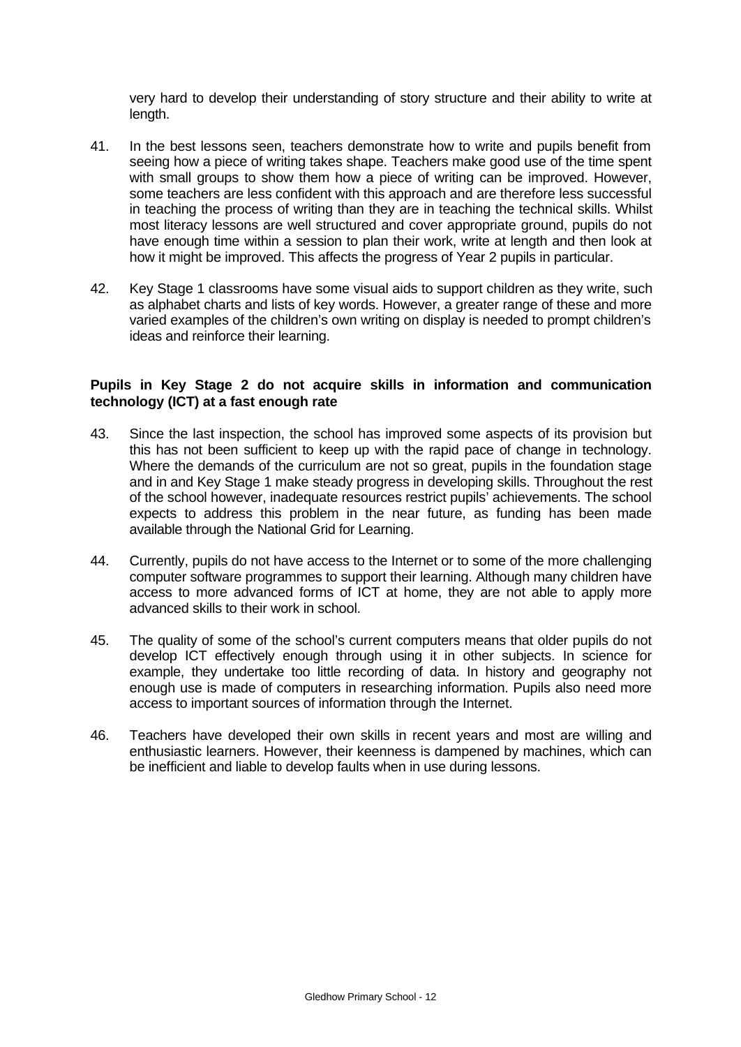very hard to develop their understanding of story structure and their ability to write at length.

41. In the best lessons seen, teachers demonstrate how to write and pupils benefit from seeing how a piece of writing takes shape. Teachers make good use of the time spent with small groups to show them how a piece of writing can be improved. However, some teachers are less confident with this approach and are therefore less successful in teaching the process of writing than they are in teaching the technical skills. Whilst most literacy lessons are well structured and cover appropriate ground, pupils do not have enough time within a session to plan their work, write at length and then look at how it might be improved. This affects the progress of Year 2 pupils in particular.

42. Key Stage 1 classrooms have some visual aids to support children as they write, such as alphabet charts and lists of key words. However, a greater range of these and more varied examples of the children's own writing on display is needed to prompt children's ideas and reinforce their learning.

**Pupils in Key Stage 2 do not acquire skills in information and communication technology (ICT) at a fast enough rate**

43. Since the last inspection, the school has improved some aspects of its provision but this has not been sufficient to keep up with the rapid pace of change in technology. Where the demands of the curriculum are not so great, pupils in the foundation stage and in and Key Stage 1 make steady progress in developing skills. Throughout the rest of the school however, inadequate resources restrict pupils' achievements. The school expects to address this problem in the near future, as funding has been made available through the National Grid for Learning.

44. Currently, pupils do not have access to the Internet or to some of the more challenging computer software programmes to support their learning. Although many children have access to more advanced forms of ICT at home, they are not able to apply more advanced skills to their work in school.

45. The quality of some of the school's current computers means that older pupils do not develop ICT effectively enough through using it in other subjects. In science for example, they undertake too little recording of data. In history and geography not enough use is made of computers in researching information. Pupils also need more access to important sources of information through the Internet.

46. Teachers have developed their own skills in recent years and most are willing and enthusiastic learners. However, their keenness is dampened by machines, which can be inefficient and liable to develop faults when in use during lessons.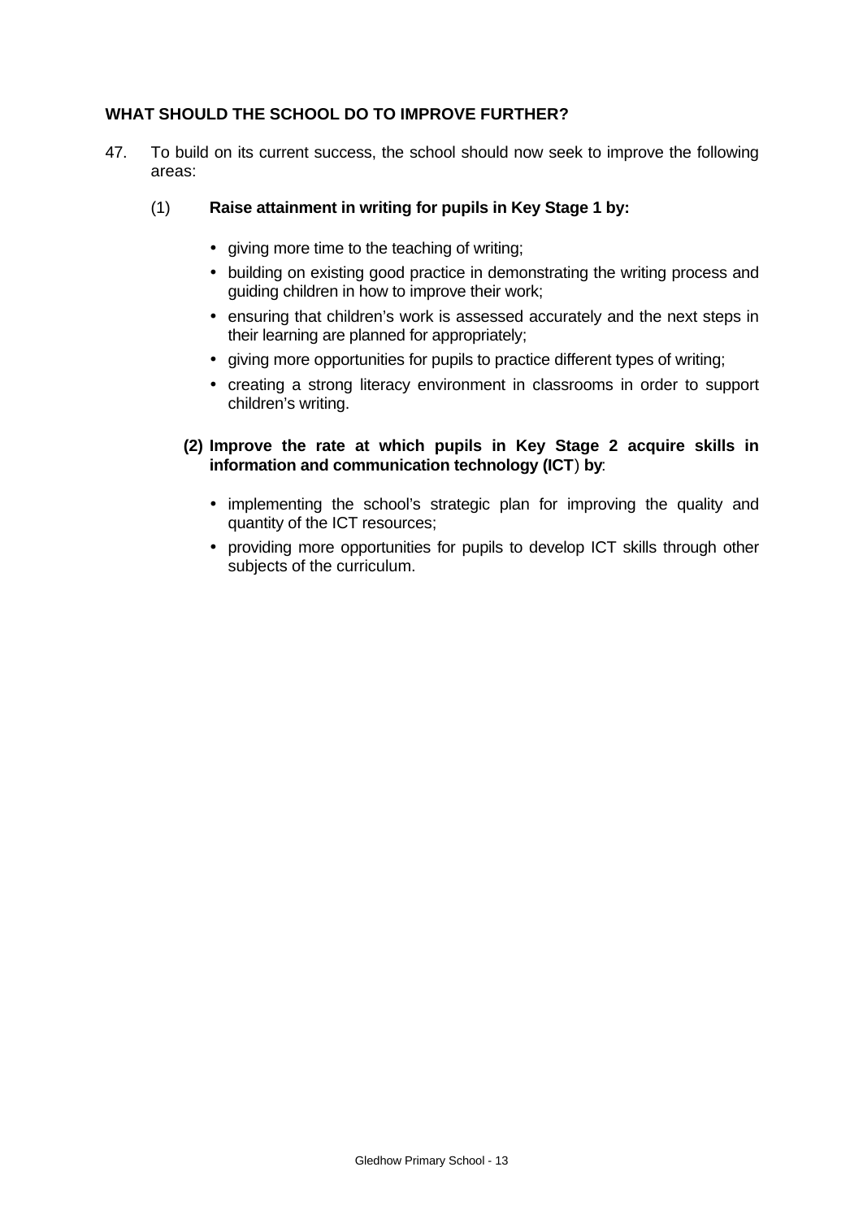## WHAT SHOULD THE SCHOOL DO TO IMPROVE FURTHER?

47. To build on its current success, the school should now seek to improve the following areas:

(1) **Raise attainment in writing for pupils in Key Stage 1 by:**

- giving more time to the teaching of writing;
- building on existing good practice in demonstrating the writing process and guiding children in how to improve their work;
- ensuring that children's work is assessed accurately and the next steps in their learning are planned for appropriately;
- giving more opportunities for pupils to practice different types of writing;
- creating a strong literacy environment in classrooms in order to support children's writing.

**(2) Improve the rate at which pupils in Key Stage 2 acquire skills in information and communication technology (ICT) by**:

- implementing the school's strategic plan for improving the quality and quantity of the ICT resources;
- providing more opportunities for pupils to develop ICT skills through other subjects of the curriculum.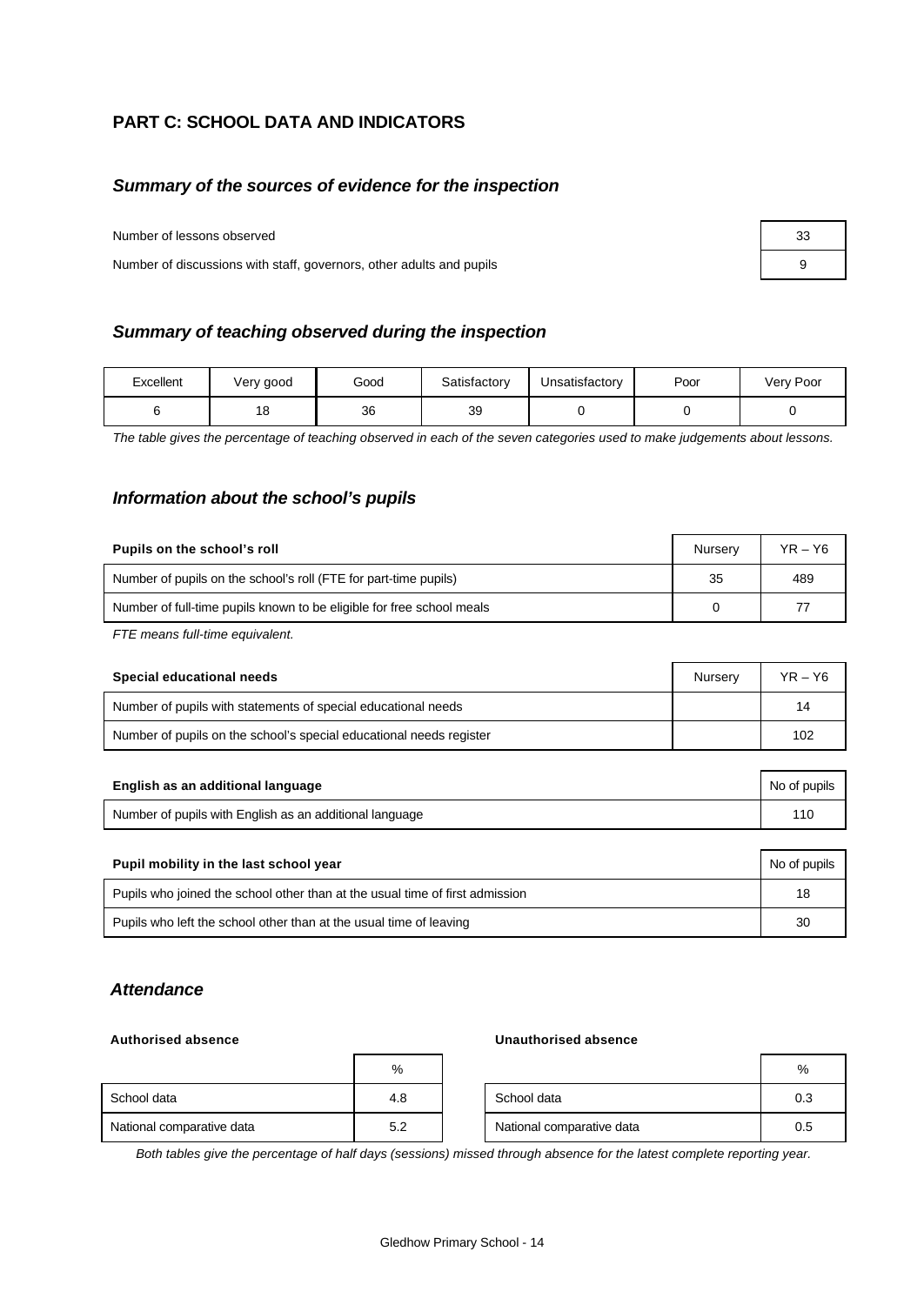## PART C: SCHOOL DATA AND INDICATORS

### *Summary of the sources of evidence for the inspection*

| | |
|---|---|
| Number of lessons observed | 33 |
| Number of discussions with staff, governors, other adults and pupils | 9 |

### *Summary of teaching observed during the inspection*

| Excellent | Very good | Good | Satisfactory | Unsatisfactory | Poor | Very Poor |
|---|---|---|---|---|---|---|
| 6 | 18 | 36 | 39 | 0 | 0 | 0 |

*The table gives the percentage of teaching observed in each of the seven categories used to make judgements about lessons.*

### *Information about the school's pupils*

| Pupils on the school's roll | Nursery | YR – Y6 |
|---|---|---|
| Number of pupils on the school's roll (FTE for part-time pupils) | 35 | 489 |
| Number of full-time pupils known to be eligible for free school meals | 0 | 77 |

*FTE means full-time equivalent.*

| Special educational needs | Nursery | YR – Y6 |
|---|---|---|
| Number of pupils with statements of special educational needs | | 14 |
| Number of pupils on the school's special educational needs register | | 102 |

| English as an additional language | No of pupils |
|---|---|
| Number of pupils with English as an additional language | 110 |

| Pupil mobility in the last school year | No of pupils |
|---|---|
| Pupils who joined the school other than at the usual time of first admission | 18 |
| Pupils who left the school other than at the usual time of leaving | 30 |

### *Attendance*

**Authorised absence**

| | % |
|---|---|
| School data | 4.8 |
| National comparative data | 5.2 |

**Unauthorised absence**

| | % |
|---|---|
| School data | 0.3 |
| National comparative data | 0.5 |

*Both tables give the percentage of half days (sessions) missed through absence for the latest complete reporting year.*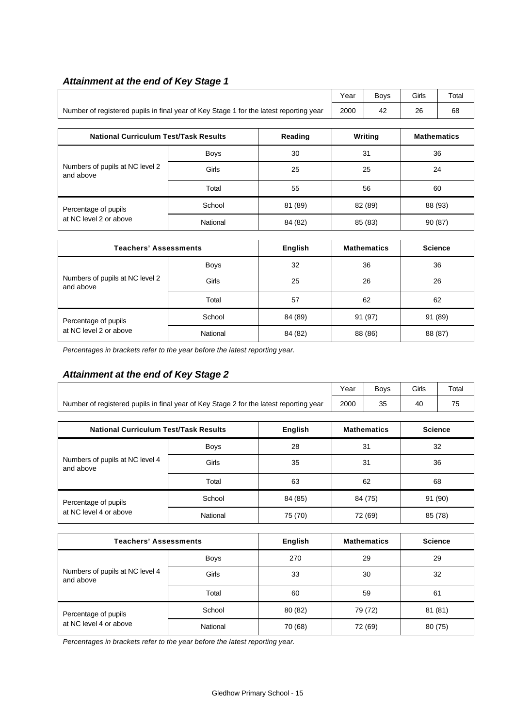### *Attainment at the end of Key Stage 1*

| | Year | Boys | Girls | Total |
|---|---|---|---|---|
| Number of registered pupils in final year of Key Stage 1 for the latest reporting year | 2000 | 42 | 26 | 68 |

| National Curriculum Test/Task Results | | Reading | Writing | Mathematics |
|---|---|---|---|---|
| Numbers of pupils at NC level 2 and above | Boys | 30 | 31 | 36 |
| | Girls | 25 | 25 | 24 |
| | Total | 55 | 56 | 60 |
| Percentage of pupils at NC level 2 or above | School | 81 (89) | 82 (89) | 88 (93) |
| | National | 84 (82) | 85 (83) | 90 (87) |

| Teachers' Assessments | | English | Mathematics | Science |
|---|---|---|---|---|
| Numbers of pupils at NC level 2 and above | Boys | 32 | 36 | 36 |
| | Girls | 25 | 26 | 26 |
| | Total | 57 | 62 | 62 |
| Percentage of pupils at NC level 2 or above | School | 84 (89) | 91 (97) | 91 (89) |
| | National | 84 (82) | 88 (86) | 88 (87) |

*Percentages in brackets refer to the year before the latest reporting year.*

### *Attainment at the end of Key Stage 2*

| | Year | Boys | Girls | Total |
|---|---|---|---|---|
| Number of registered pupils in final year of Key Stage 2 for the latest reporting year | 2000 | 35 | 40 | 75 |

| National Curriculum Test/Task Results | | English | Mathematics | Science |
|---|---|---|---|---|
| Numbers of pupils at NC level 4 and above | Boys | 28 | 31 | 32 |
| | Girls | 35 | 31 | 36 |
| | Total | 63 | 62 | 68 |
| Percentage of pupils at NC level 4 or above | School | 84 (85) | 84 (75) | 91 (90) |
| | National | 75 (70) | 72 (69) | 85 (78) |

| Teachers' Assessments | | English | Mathematics | Science |
|---|---|---|---|---|
| Numbers of pupils at NC level 4 and above | Boys | 270 | 29 | 29 |
| | Girls | 33 | 30 | 32 |
| | Total | 60 | 59 | 61 |
| Percentage of pupils at NC level 4 or above | School | 80 (82) | 79 (72) | 81 (81) |
| | National | 70 (68) | 72 (69) | 80 (75) |

*Percentages in brackets refer to the year before the latest reporting year.*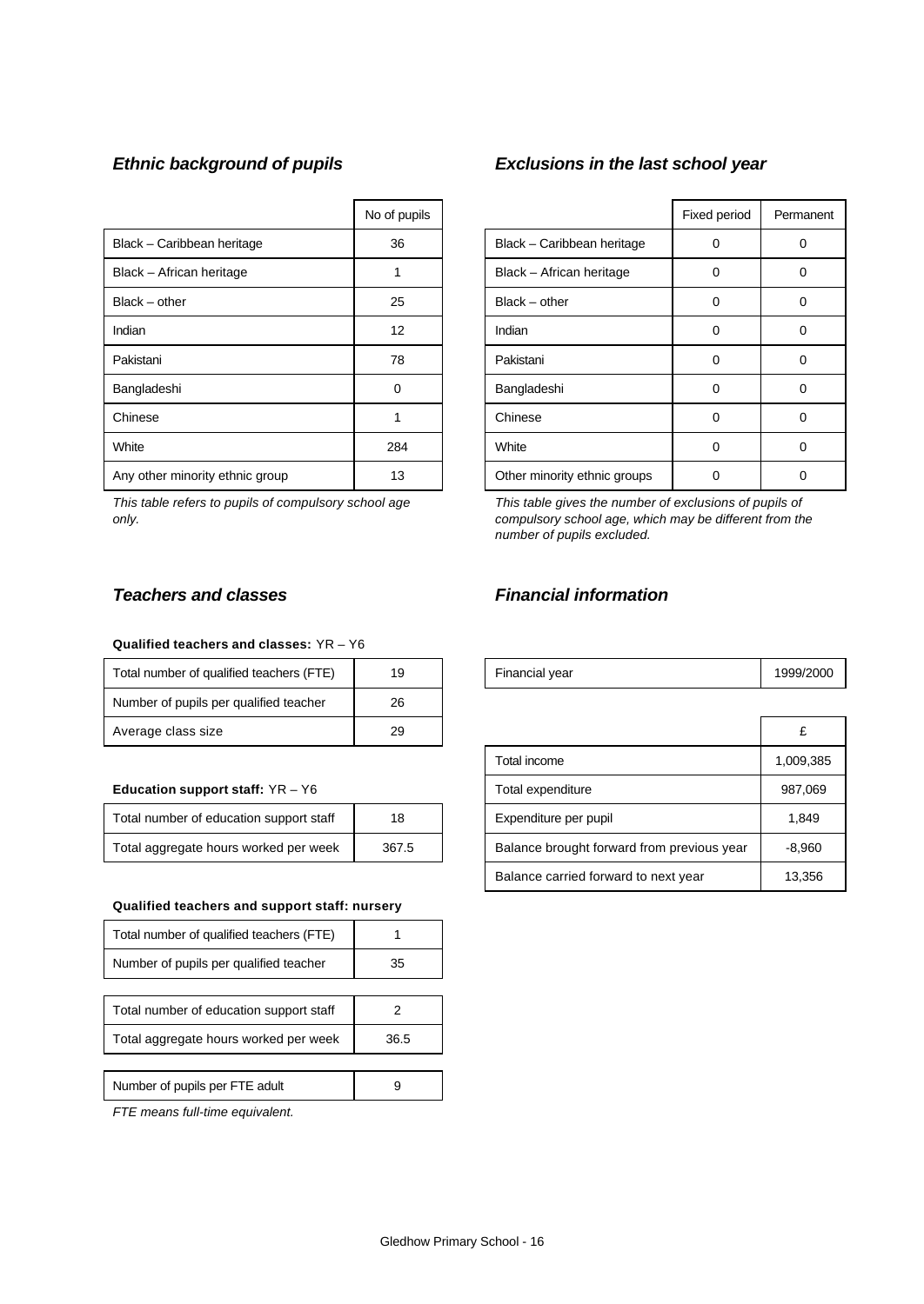### *Ethnic background of pupils*

| | No of pupils |
|---|---|
| Black – Caribbean heritage | 36 |
| Black – African heritage | 1 |
| Black – other | 25 |
| Indian | 12 |
| Pakistani | 78 |
| Bangladeshi | 0 |
| Chinese | 1 |
| White | 284 |
| Any other minority ethnic group | 13 |

*This table refers to pupils of compulsory school age only.*

### *Exclusions in the last school year*

| | Fixed period | Permanent |
|---|---|---|
| Black – Caribbean heritage | 0 | 0 |
| Black – African heritage | 0 | 0 |
| Black – other | 0 | 0 |
| Indian | 0 | 0 |
| Pakistani | 0 | 0 |
| Bangladeshi | 0 | 0 |
| Chinese | 0 | 0 |
| White | 0 | 0 |
| Other minority ethnic groups | 0 | 0 |

*This table gives the number of exclusions of pupils of compulsory school age, which may be different from the number of pupils excluded.*

### *Teachers and classes*

**Qualified teachers and classes:** YR – Y6

| | |
|---|---|
| Total number of qualified teachers (FTE) | 19 |
| Number of pupils per qualified teacher | 26 |
| Average class size | 29 |

**Education support staff:** YR – Y6

| | |
|---|---|
| Total number of education support staff | 18 |
| Total aggregate hours worked per week | 367.5 |

**Qualified teachers and support staff: nursery**

| | |
|---|---|
| Total number of qualified teachers (FTE) | 1 |
| Number of pupils per qualified teacher | 35 |
| Total number of education support staff | 2 |
| Total aggregate hours worked per week | 36.5 |
| Number of pupils per FTE adult | 9 |

*FTE means full-time equivalent.*

### *Financial information*

| | |
|---|---|
| Financial year | 1999/2000 |

| | £ |
|---|---|
| Total income | 1,009,385 |
| Total expenditure | 987,069 |
| Expenditure per pupil | 1,849 |
| Balance brought forward from previous year | -8,960 |
| Balance carried forward to next year | 13,356 |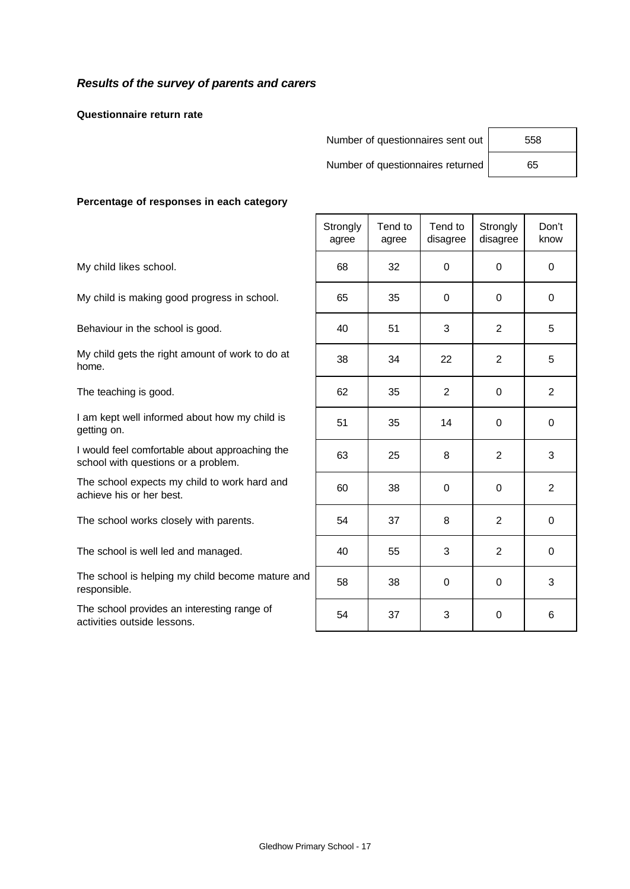## *Results of the survey of parents and carers*

**Questionnaire return rate**

| | |
|---|---|
| Number of questionnaires sent out | 558 |
| Number of questionnaires returned | 65 |

**Percentage of responses in each category**

| | Strongly agree | Tend to agree | Tend to disagree | Strongly disagree | Don't know |
|---|---|---|---|---|---|
| My child likes school. | 68 | 32 | 0 | 0 | 0 |
| My child is making good progress in school. | 65 | 35 | 0 | 0 | 0 |
| Behaviour in the school is good. | 40 | 51 | 3 | 2 | 5 |
| My child gets the right amount of work to do at home. | 38 | 34 | 22 | 2 | 5 |
| The teaching is good. | 62 | 35 | 2 | 0 | 2 |
| I am kept well informed about how my child is getting on. | 51 | 35 | 14 | 0 | 0 |
| I would feel comfortable about approaching the school with questions or a problem. | 63 | 25 | 8 | 2 | 3 |
| The school expects my child to work hard and achieve his or her best. | 60 | 38 | 0 | 0 | 2 |
| The school works closely with parents. | 54 | 37 | 8 | 2 | 0 |
| The school is well led and managed. | 40 | 55 | 3 | 2 | 0 |
| The school is helping my child become mature and responsible. | 58 | 38 | 0 | 0 | 3 |
| The school provides an interesting range of activities outside lessons. | 54 | 37 | 3 | 0 | 6 |